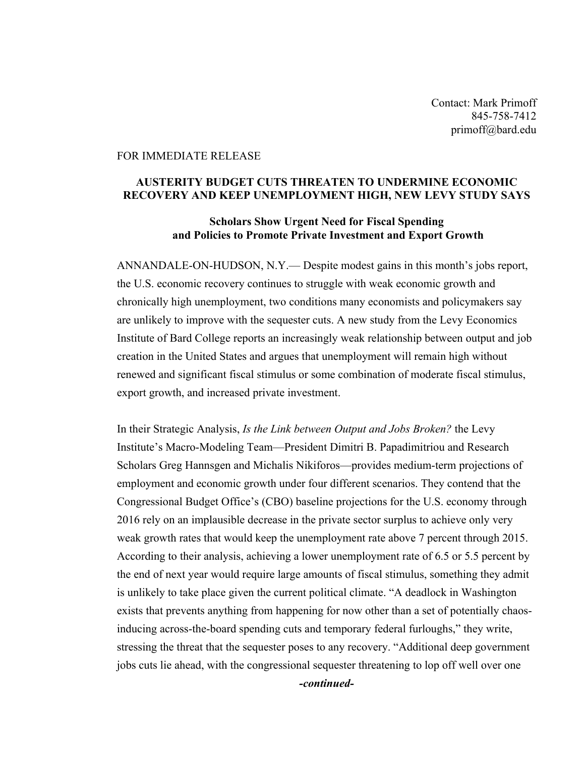Contact: Mark Primoff
845-758-7412
primoff@bard.edu

FOR IMMEDIATE RELEASE

**AUSTERITY BUDGET CUTS THREATEN TO UNDERMINE ECONOMIC RECOVERY AND KEEP UNEMPLOYMENT HIGH, NEW LEVY STUDY SAYS**

**Scholars Show Urgent Need for Fiscal Spending and Policies to Promote Private Investment and Export Growth**

ANNANDALE-ON-HUDSON, N.Y.— Despite modest gains in this month's jobs report, the U.S. economic recovery continues to struggle with weak economic growth and chronically high unemployment, two conditions many economists and policymakers say are unlikely to improve with the sequester cuts. A new study from the Levy Economics Institute of Bard College reports an increasingly weak relationship between output and job creation in the United States and argues that unemployment will remain high without renewed and significant fiscal stimulus or some combination of moderate fiscal stimulus, export growth, and increased private investment.

In their Strategic Analysis, *Is the Link between Output and Jobs Broken?* the Levy Institute's Macro-Modeling Team—President Dimitri B. Papadimitriou and Research Scholars Greg Hannsgen and Michalis Nikiforos—provides medium-term projections of employment and economic growth under four different scenarios. They contend that the Congressional Budget Office's (CBO) baseline projections for the U.S. economy through 2016 rely on an implausible decrease in the private sector surplus to achieve only very weak growth rates that would keep the unemployment rate above 7 percent through 2015. According to their analysis, achieving a lower unemployment rate of 6.5 or 5.5 percent by the end of next year would require large amounts of fiscal stimulus, something they admit is unlikely to take place given the current political climate. "A deadlock in Washington exists that prevents anything from happening for now other than a set of potentially chaos-inducing across-the-board spending cuts and temporary federal furloughs," they write, stressing the threat that the sequester poses to any recovery. "Additional deep government jobs cuts lie ahead, with the congressional sequester threatening to lop off well over one

***-continued-***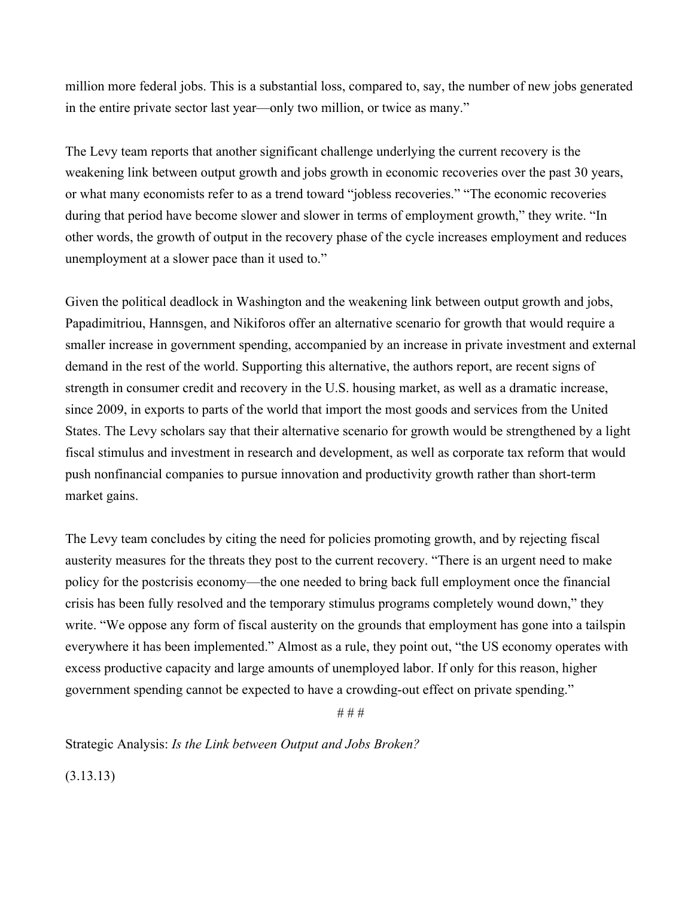million more federal jobs. This is a substantial loss, compared to, say, the number of new jobs generated in the entire private sector last year—only two million, or twice as many."

The Levy team reports that another significant challenge underlying the current recovery is the weakening link between output growth and jobs growth in economic recoveries over the past 30 years, or what many economists refer to as a trend toward "jobless recoveries." "The economic recoveries during that period have become slower and slower in terms of employment growth," they write. "In other words, the growth of output in the recovery phase of the cycle increases employment and reduces unemployment at a slower pace than it used to."

Given the political deadlock in Washington and the weakening link between output growth and jobs, Papadimitriou, Hannsgen, and Nikiforos offer an alternative scenario for growth that would require a smaller increase in government spending, accompanied by an increase in private investment and external demand in the rest of the world. Supporting this alternative, the authors report, are recent signs of strength in consumer credit and recovery in the U.S. housing market, as well as a dramatic increase, since 2009, in exports to parts of the world that import the most goods and services from the United States. The Levy scholars say that their alternative scenario for growth would be strengthened by a light fiscal stimulus and investment in research and development, as well as corporate tax reform that would push nonfinancial companies to pursue innovation and productivity growth rather than short-term market gains.

The Levy team concludes by citing the need for policies promoting growth, and by rejecting fiscal austerity measures for the threats they post to the current recovery. "There is an urgent need to make policy for the postcrisis economy—the one needed to bring back full employment once the financial crisis has been fully resolved and the temporary stimulus programs completely wound down," they write. "We oppose any form of fiscal austerity on the grounds that employment has gone into a tailspin everywhere it has been implemented." Almost as a rule, they point out, "the US economy operates with excess productive capacity and large amounts of unemployed labor. If only for this reason, higher government spending cannot be expected to have a crowding-out effect on private spending."

# # #

Strategic Analysis: *Is the Link between Output and Jobs Broken?*

(3.13.13)